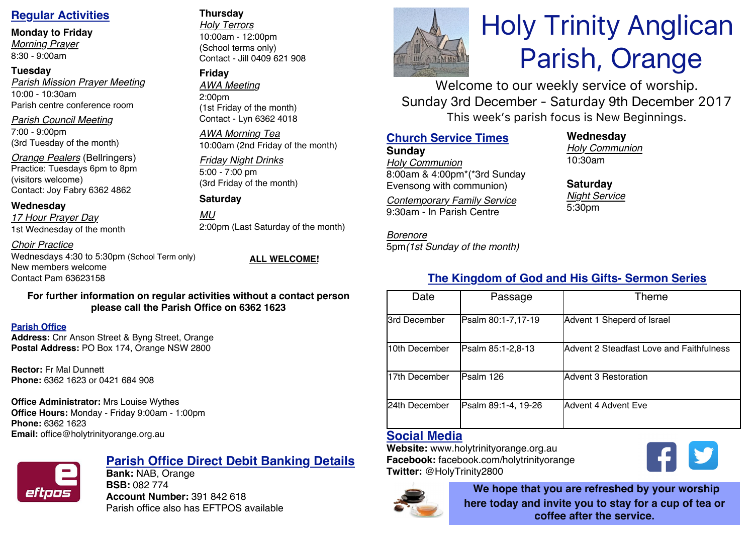# Holy Trinity Anglican Parish, Orange

Welcome to our weekly service of worship.
Sunday 3rd December - Saturday 9th December 2017
This week's parish focus is New Beginnings.

## Regular Activities

**Monday to Friday**
*Morning Prayer*
8:30 - 9:00am

**Tuesday**
*Parish Mission Prayer Meeting*
10:00 - 10:30am
Parish centre conference room

*Parish Council Meeting*
7:00 - 9:00pm
(3rd Tuesday of the month)

*Orange Pealers* (Bellringers)
Practice: Tuesdays 6pm to 8pm
(visitors welcome)
Contact: Joy Fabry 6362 4862

**Wednesday**
*17 Hour Prayer Day*
1st Wednesday of the month

*Choir Practice*
Wednesdays 4:30 to 5:30pm (School Term only)
New members welcome
Contact Pam 63623158

**Thursday**
*Holy Terrors*
10:00am - 12:00pm
(School terms only)
Contact - Jill 0409 621 908

**Friday**
*AWA Meeting*
2:00pm
(1st Friday of the month)
Contact - Lyn 6362 4018

*AWA Morning Tea*
10:00am (2nd Friday of the month)

*Friday Night Drinks*
5:00 - 7:00 pm
(3rd Friday of the month)

**Saturday**
*MU*
2:00pm (Last Saturday of the month)

**ALL WELCOME!**

**For further information on regular activities without a contact person please call the Parish Office on 6362 1623**

## Parish Office

**Address:** Cnr Anson Street & Byng Street, Orange
**Postal Address:** PO Box 174, Orange NSW 2800

**Rector:** Fr Mal Dunnett
**Phone:** 6362 1623 or 0421 684 908

**Office Administrator:** Mrs Louise Wythes
**Office Hours:** Monday - Friday 9:00am - 1:00pm
**Phone:** 6362 1623
**Email:** office@holytrinityorange.org.au

## Parish Office Direct Debit Banking Details

**Bank:** NAB, Orange
**BSB:** 082 774
**Account Number:** 391 842 618
Parish office also has EFTPOS available

## Church Service Times

**Sunday**
*Holy Communion*
8:00am & 4:00pm*(*3rd Sunday Evensong with communion)

*Contemporary Family Service*
9:30am - In Parish Centre

*Borenore*
5pm*(1st Sunday of the month)*

**Wednesday**
*Holy Communion*
10:30am

**Saturday**
*Night Service*
5:30pm

## The Kingdom of God and His Gifts- Sermon Series

| Date | Passage | Theme |
|---|---|---|
| 3rd December | Psalm 80:1-7,17-19 | Advent 1 Sheperd of Israel |
| 10th December | Psalm 85:1-2,8-13 | Advent 2 Steadfast Love and Faithfulness |
| 17th December | Psalm 126 | Advent 3 Restoration |
| 24th December | Psalm 89:1-4, 19-26 | Advent 4 Advent Eve |

## Social Media

**Website:** www.holytrinityorange.org.au
**Facebook:** facebook.com/holytrinityorange
**Twitter:** @HolyTrinity2800

**We hope that you are refreshed by your worship here today and invite you to stay for a cup of tea or coffee after the service.**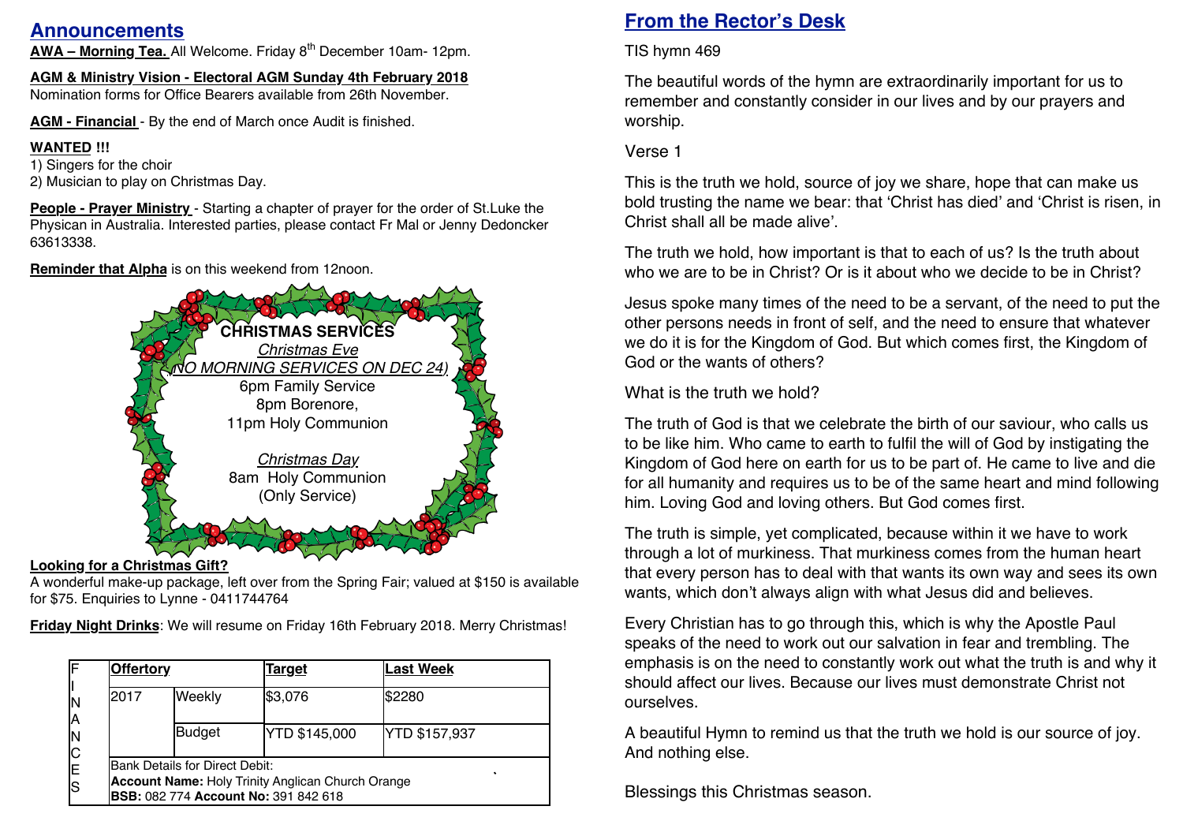## Announcements

**AWA – Morning Tea.** All Welcome. Friday 8th December 10am- 12pm.

**AGM & Ministry Vision - Electoral AGM Sunday 4th February 2018**
Nomination forms for Office Bearers available from 26th November.

**AGM - Financial** - By the end of March once Audit is finished.

**WANTED !!!**
1) Singers for the choir
2) Musician to play on Christmas Day.

**People - Prayer Ministry** - Starting a chapter of prayer for the order of St.Luke the Physican in Australia. Interested parties, please contact Fr Mal or Jenny Dedoncker 63613338.

**Reminder that Alpha** is on this weekend from 12noon.

**CHRISTMAS SERVICES**

*Christmas Eve*
*(NO MORNING SERVICES ON DEC 24)*
6pm Family Service
8pm Borenore,
11pm Holy Communion

*Christmas Day*
8am Holy Communion
(Only Service)

**Looking for a Christmas Gift?**
A wonderful make-up package, left over from the Spring Fair; valued at $150 is available for $75. Enquiries to Lynne - 0411744764

**Friday Night Drinks**: We will resume on Friday 16th February 2018. Merry Christmas!

| FINANCES | Offertory | | Target | Last Week |
|---|---|---|---|---|
| | 2017 | Weekly | $3,076 | $2280 |
| | | Budget | YTD $145,000 | YTD $157,937 |
| | Bank Details for Direct Debit: **Account Name:** Holy Trinity Anglican Church Orange **BSB:** 082 774 **Account No:** 391 842 618 | | | |

## From the Rector's Desk

TIS hymn 469

The beautiful words of the hymn are extraordinarily important for us to remember and constantly consider in our lives and by our prayers and worship.

Verse 1

This is the truth we hold, source of joy we share, hope that can make us bold trusting the name we bear: that 'Christ has died' and 'Christ is risen, in Christ shall all be made alive'.

The truth we hold, how important is that to each of us? Is the truth about who we are to be in Christ? Or is it about who we decide to be in Christ?

Jesus spoke many times of the need to be a servant, of the need to put the other persons needs in front of self, and the need to ensure that whatever we do it is for the Kingdom of God. But which comes first, the Kingdom of God or the wants of others?

What is the truth we hold?

The truth of God is that we celebrate the birth of our saviour, who calls us to be like him. Who came to earth to fulfil the will of God by instigating the Kingdom of God here on earth for us to be part of. He came to live and die for all humanity and requires us to be of the same heart and mind following him. Loving God and loving others. But God comes first.

The truth is simple, yet complicated, because within it we have to work through a lot of murkiness. That murkiness comes from the human heart that every person has to deal with that wants its own way and sees its own wants, which don't always align with what Jesus did and believes.

Every Christian has to go through this, which is why the Apostle Paul speaks of the need to work out our salvation in fear and trembling. The emphasis is on the need to constantly work out what the truth is and why it should affect our lives. Because our lives must demonstrate Christ not ourselves.

A beautiful Hymn to remind us that the truth we hold is our source of joy. And nothing else.

Blessings this Christmas season.